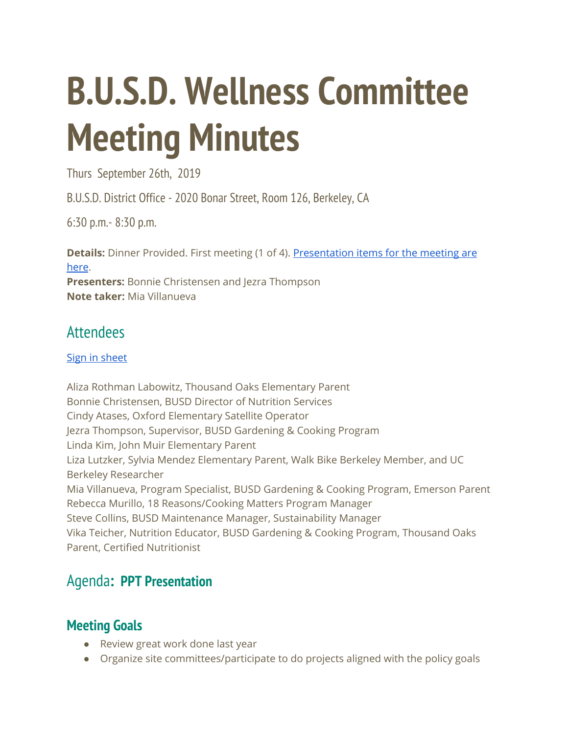# B.U.S.D. Wellness Committee Meeting Minutes

Thurs September 26th, 2019

B.U.S.D. District Office - 2020 Bonar Street, Room 126, Berkeley, CA

6:30 p.m.- 8:30 p.m.

**Details:** Dinner Provided. First meeting (1 of 4). Presentation items for the meeting are here.
**Presenters:** Bonnie Christensen and Jezra Thompson
**Note taker:** Mia Villanueva

## Attendees

Sign in sheet

Aliza Rothman Labowitz, Thousand Oaks Elementary Parent
Bonnie Christensen, BUSD Director of Nutrition Services
Cindy Atases, Oxford Elementary Satellite Operator
Jezra Thompson, Supervisor, BUSD Gardening & Cooking Program
Linda Kim, John Muir Elementary Parent
Liza Lutzker, Sylvia Mendez Elementary Parent, Walk Bike Berkeley Member, and UC Berkeley Researcher
Mia Villanueva, Program Specialist, BUSD Gardening & Cooking Program, Emerson Parent
Rebecca Murillo, 18 Reasons/Cooking Matters Program Manager
Steve Collins, BUSD Maintenance Manager, Sustainability Manager
Vika Teicher, Nutrition Educator, BUSD Gardening & Cooking Program, Thousand Oaks Parent, Certified Nutritionist

## Agenda: **PPT Presentation**

### Meeting Goals

- Review great work done last year
- Organize site committees/participate to do projects aligned with the policy goals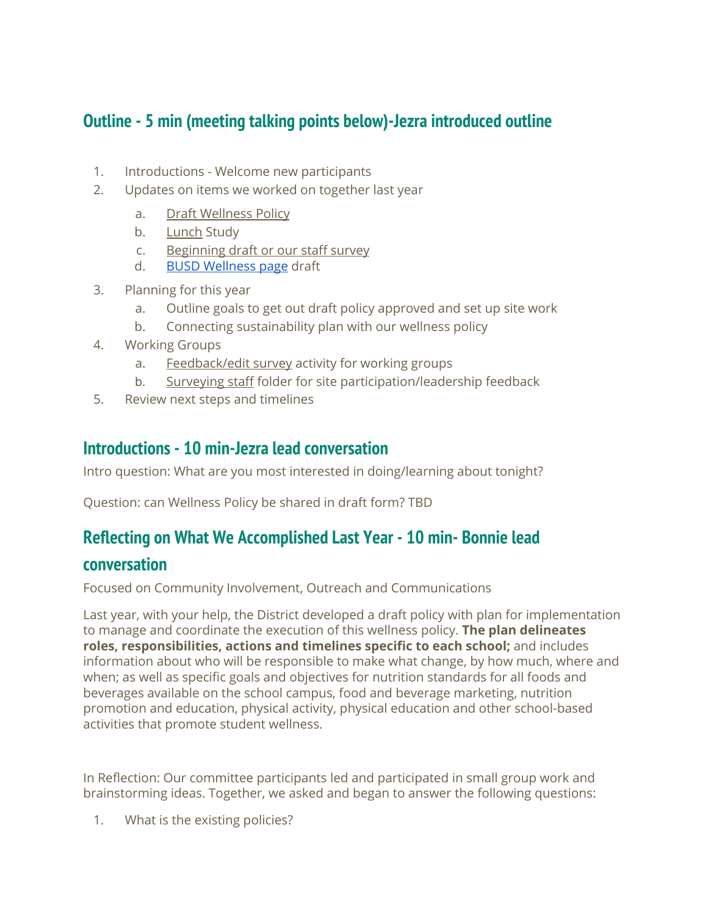## Outline - 5 min (meeting talking points below)-Jezra introduced outline

1. Introductions - Welcome new participants
2. Updates on items we worked on together last year
   a. Draft Wellness Policy
   b. Lunch Study
   c. Beginning draft or our staff survey
   d. BUSD Wellness page draft
3. Planning for this year
   a. Outline goals to get out draft policy approved and set up site work
   b. Connecting sustainability plan with our wellness policy
4. Working Groups
   a. Feedback/edit survey activity for working groups
   b. Surveying staff folder for site participation/leadership feedback
5. Review next steps and timelines

## Introductions - 10 min-Jezra lead conversation

Intro question: What are you most interested in doing/learning about tonight?

Question: can Wellness Policy be shared in draft form? TBD

## Reflecting on What We Accomplished Last Year - 10 min- Bonnie lead conversation

Focused on Community Involvement, Outreach and Communications

Last year, with your help, the District developed a draft policy with plan for implementation to manage and coordinate the execution of this wellness policy. **The plan delineates roles, responsibilities, actions and timelines specific to each school;** and includes information about who will be responsible to make what change, by how much, where and when; as well as specific goals and objectives for nutrition standards for all foods and beverages available on the school campus, food and beverage marketing, nutrition promotion and education, physical activity, physical education and other school-based activities that promote student wellness.

In Reflection: Our committee participants led and participated in small group work and brainstorming ideas. Together, we asked and began to answer the following questions:

1. What is the existing policies?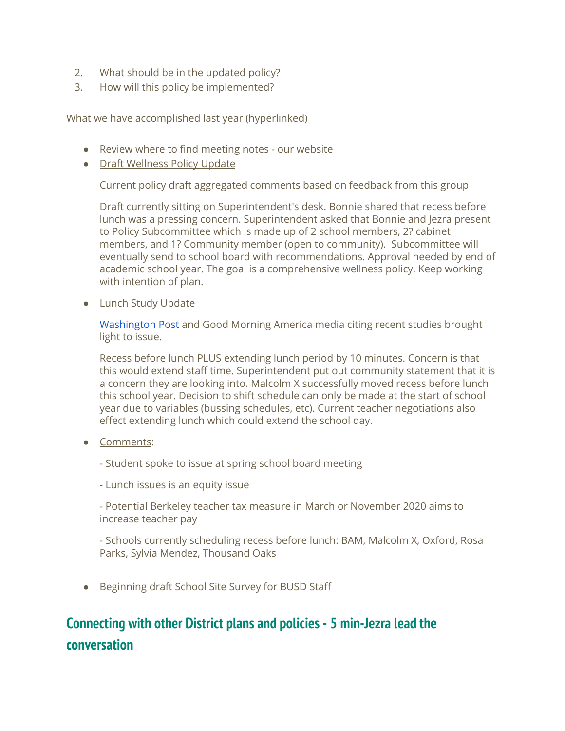2. What should be in the updated policy?
3. How will this policy be implemented?

What we have accomplished last year (hyperlinked)

- Review where to find meeting notes - our website
- Draft Wellness Policy Update

  Current policy draft aggregated comments based on feedback from this group

  Draft currently sitting on Superintendent's desk. Bonnie shared that recess before lunch was a pressing concern. Superintendent asked that Bonnie and Jezra present to Policy Subcommittee which is made up of 2 school members, 2? cabinet members, and 1? Community member (open to community). Subcommittee will eventually send to school board with recommendations. Approval needed by end of academic school year. The goal is a comprehensive wellness policy. Keep working with intention of plan.

- Lunch Study Update

  Washington Post and Good Morning America media citing recent studies brought light to issue.

  Recess before lunch PLUS extending lunch period by 10 minutes. Concern is that this would extend staff time. Superintendent put out community statement that it is a concern they are looking into. Malcolm X successfully moved recess before lunch this school year. Decision to shift schedule can only be made at the start of school year due to variables (bussing schedules, etc). Current teacher negotiations also effect extending lunch which could extend the school day.

- Comments:

  - Student spoke to issue at spring school board meeting

  - Lunch issues is an equity issue

  - Potential Berkeley teacher tax measure in March or November 2020 aims to increase teacher pay

  - Schools currently scheduling recess before lunch: BAM, Malcolm X, Oxford, Rosa Parks, Sylvia Mendez, Thousand Oaks

- Beginning draft School Site Survey for BUSD Staff

## Connecting with other District plans and policies - 5 min-Jezra lead the conversation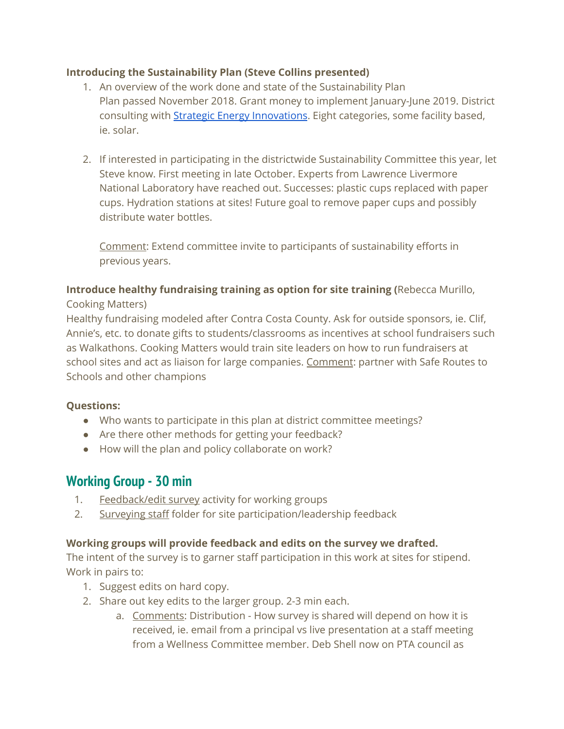**Introducing the Sustainability Plan (Steve Collins presented)**

1. An overview of the work done and state of the Sustainability Plan
   Plan passed November 2018. Grant money to implement January-June 2019. District consulting with Strategic Energy Innovations. Eight categories, some facility based, ie. solar.

2. If interested in participating in the districtwide Sustainability Committee this year, let Steve know. First meeting in late October. Experts from Lawrence Livermore National Laboratory have reached out. Successes: plastic cups replaced with paper cups. Hydration stations at sites! Future goal to remove paper cups and possibly distribute water bottles.

   Comment: Extend committee invite to participants of sustainability efforts in previous years.

**Introduce healthy fundraising training as option for site training (**Rebecca Murillo, Cooking Matters)

Healthy fundraising modeled after Contra Costa County. Ask for outside sponsors, ie. Clif, Annie's, etc. to donate gifts to students/classrooms as incentives at school fundraisers such as Walkathons. Cooking Matters would train site leaders on how to run fundraisers at school sites and act as liaison for large companies. Comment: partner with Safe Routes to Schools and other champions

**Questions:**

- Who wants to participate in this plan at district committee meetings?
- Are there other methods for getting your feedback?
- How will the plan and policy collaborate on work?

## Working Group - 30 min

1. Feedback/edit survey activity for working groups
2. Surveying staff folder for site participation/leadership feedback

**Working groups will provide feedback and edits on the survey we drafted.**

The intent of the survey is to garner staff participation in this work at sites for stipend. Work in pairs to:

1. Suggest edits on hard copy.
2. Share out key edits to the larger group. 2-3 min each.
   a. Comments: Distribution - How survey is shared will depend on how it is received, ie. email from a principal vs live presentation at a staff meeting from a Wellness Committee member. Deb Shell now on PTA council as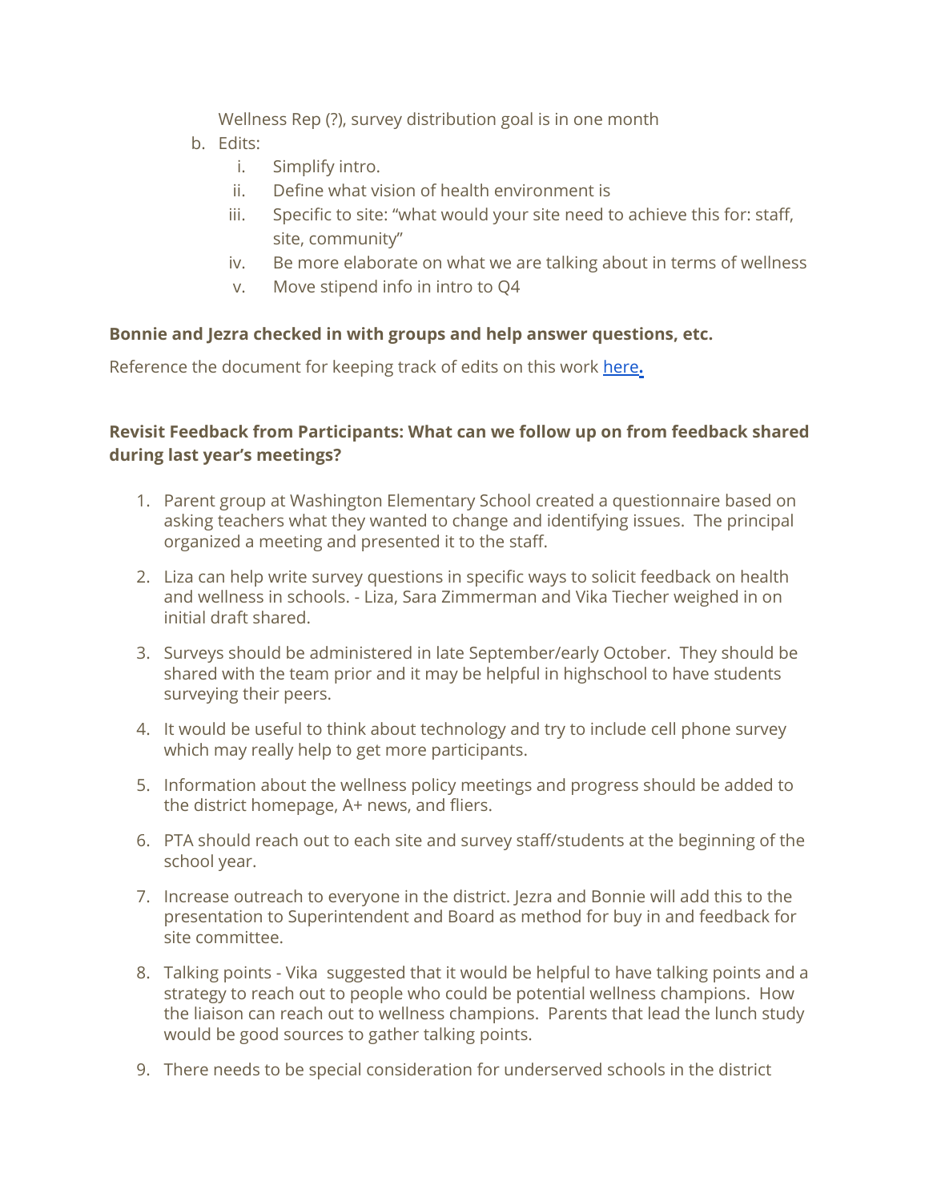Wellness Rep (?), survey distribution goal is in one month

b. Edits:
    i. Simplify intro.
    ii. Define what vision of health environment is
    iii. Specific to site: "what would your site need to achieve this for: staff, site, community"
    iv. Be more elaborate on what we are talking about in terms of wellness
    v. Move stipend info in intro to Q4

**Bonnie and Jezra checked in with groups and help answer questions, etc.**

Reference the document for keeping track of edits on this work [here.]()

**Revisit Feedback from Participants: What can we follow up on from feedback shared during last year's meetings?**

1. Parent group at Washington Elementary School created a questionnaire based on asking teachers what they wanted to change and identifying issues. The principal organized a meeting and presented it to the staff.

2. Liza can help write survey questions in specific ways to solicit feedback on health and wellness in schools. - Liza, Sara Zimmerman and Vika Tiecher weighed in on initial draft shared.

3. Surveys should be administered in late September/early October. They should be shared with the team prior and it may be helpful in highschool to have students surveying their peers.

4. It would be useful to think about technology and try to include cell phone survey which may really help to get more participants.

5. Information about the wellness policy meetings and progress should be added to the district homepage, A+ news, and fliers.

6. PTA should reach out to each site and survey staff/students at the beginning of the school year.

7. Increase outreach to everyone in the district. Jezra and Bonnie will add this to the presentation to Superintendent and Board as method for buy in and feedback for site committee.

8. Talking points - Vika suggested that it would be helpful to have talking points and a strategy to reach out to people who could be potential wellness champions. How the liaison can reach out to wellness champions. Parents that lead the lunch study would be good sources to gather talking points.

9. There needs to be special consideration for underserved schools in the district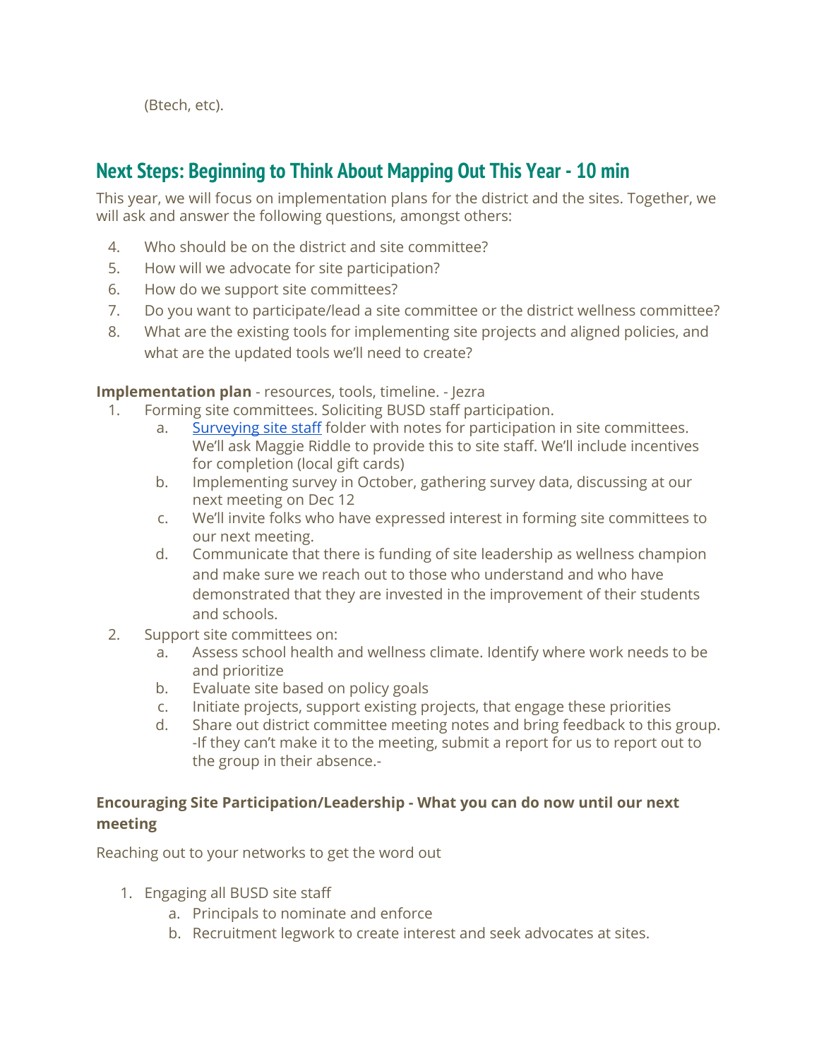(Btech, etc).

## Next Steps: Beginning to Think About Mapping Out This Year - 10 min

This year, we will focus on implementation plans for the district and the sites. Together, we will ask and answer the following questions, amongst others:

4. Who should be on the district and site committee?
5. How will we advocate for site participation?
6. How do we support site committees?
7. Do you want to participate/lead a site committee or the district wellness committee?
8. What are the existing tools for implementing site projects and aligned policies, and what are the updated tools we'll need to create?

**Implementation plan** - resources, tools, timeline. - Jezra

1. Forming site committees. Soliciting BUSD staff participation.
   a. Surveying site staff folder with notes for participation in site committees. We'll ask Maggie Riddle to provide this to site staff. We'll include incentives for completion (local gift cards)
   b. Implementing survey in October, gathering survey data, discussing at our next meeting on Dec 12
   c. We'll invite folks who have expressed interest in forming site committees to our next meeting.
   d. Communicate that there is funding of site leadership as wellness champion and make sure we reach out to those who understand and who have demonstrated that they are invested in the improvement of their students and schools.
2. Support site committees on:
   a. Assess school health and wellness climate. Identify where work needs to be and prioritize
   b. Evaluate site based on policy goals
   c. Initiate projects, support existing projects, that engage these priorities
   d. Share out district committee meeting notes and bring feedback to this group. -If they can't make it to the meeting, submit a report for us to report out to the group in their absence.-

### Encouraging Site Participation/Leadership - What you can do now until our next meeting

Reaching out to your networks to get the word out

1. Engaging all BUSD site staff
   a. Principals to nominate and enforce
   b. Recruitment legwork to create interest and seek advocates at sites.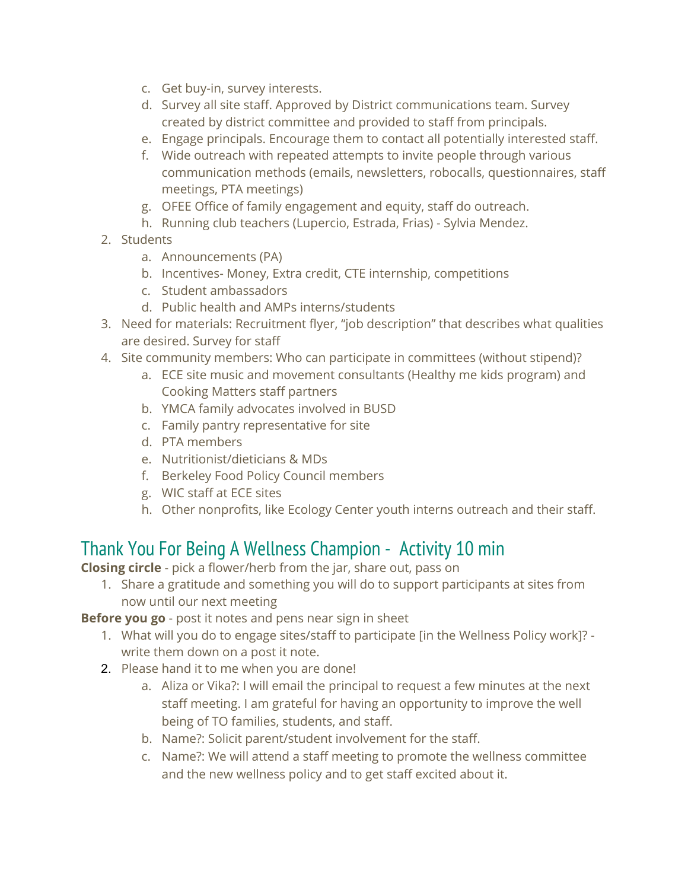c. Get buy-in, survey interests.
   d. Survey all site staff. Approved by District communications team. Survey created by district committee and provided to staff from principals.
   e. Engage principals. Encourage them to contact all potentially interested staff.
   f. Wide outreach with repeated attempts to invite people through various communication methods (emails, newsletters, robocalls, questionnaires, staff meetings, PTA meetings)
   g. OFEE Office of family engagement and equity, staff do outreach.
   h. Running club teachers (Lupercio, Estrada, Frias) - Sylvia Mendez.
2. Students
   a. Announcements (PA)
   b. Incentives- Money, Extra credit, CTE internship, competitions
   c. Student ambassadors
   d. Public health and AMPs interns/students
3. Need for materials: Recruitment flyer, “job description” that describes what qualities are desired. Survey for staff
4. Site community members: Who can participate in committees (without stipend)?
   a. ECE site music and movement consultants (Healthy me kids program) and Cooking Matters staff partners
   b. YMCA family advocates involved in BUSD
   c. Family pantry representative for site
   d. PTA members
   e. Nutritionist/dieticians & MDs
   f. Berkeley Food Policy Council members
   g. WIC staff at ECE sites
   h. Other nonprofits, like Ecology Center youth interns outreach and their staff.

## Thank You For Being A Wellness Champion - Activity 10 min

**Closing circle** - pick a flower/herb from the jar, share out, pass on

1. Share a gratitude and something you will do to support participants at sites from now until our next meeting

**Before you go** - post it notes and pens near sign in sheet

1. What will you do to engage sites/staff to participate [in the Wellness Policy work]? - write them down on a post it note.
2. Please hand it to me when you are done!
   a. Aliza or Vika?: I will email the principal to request a few minutes at the next staff meeting. I am grateful for having an opportunity to improve the well being of TO families, students, and staff.
   b. Name?: Solicit parent/student involvement for the staff.
   c. Name?: We will attend a staff meeting to promote the wellness committee and the new wellness policy and to get staff excited about it.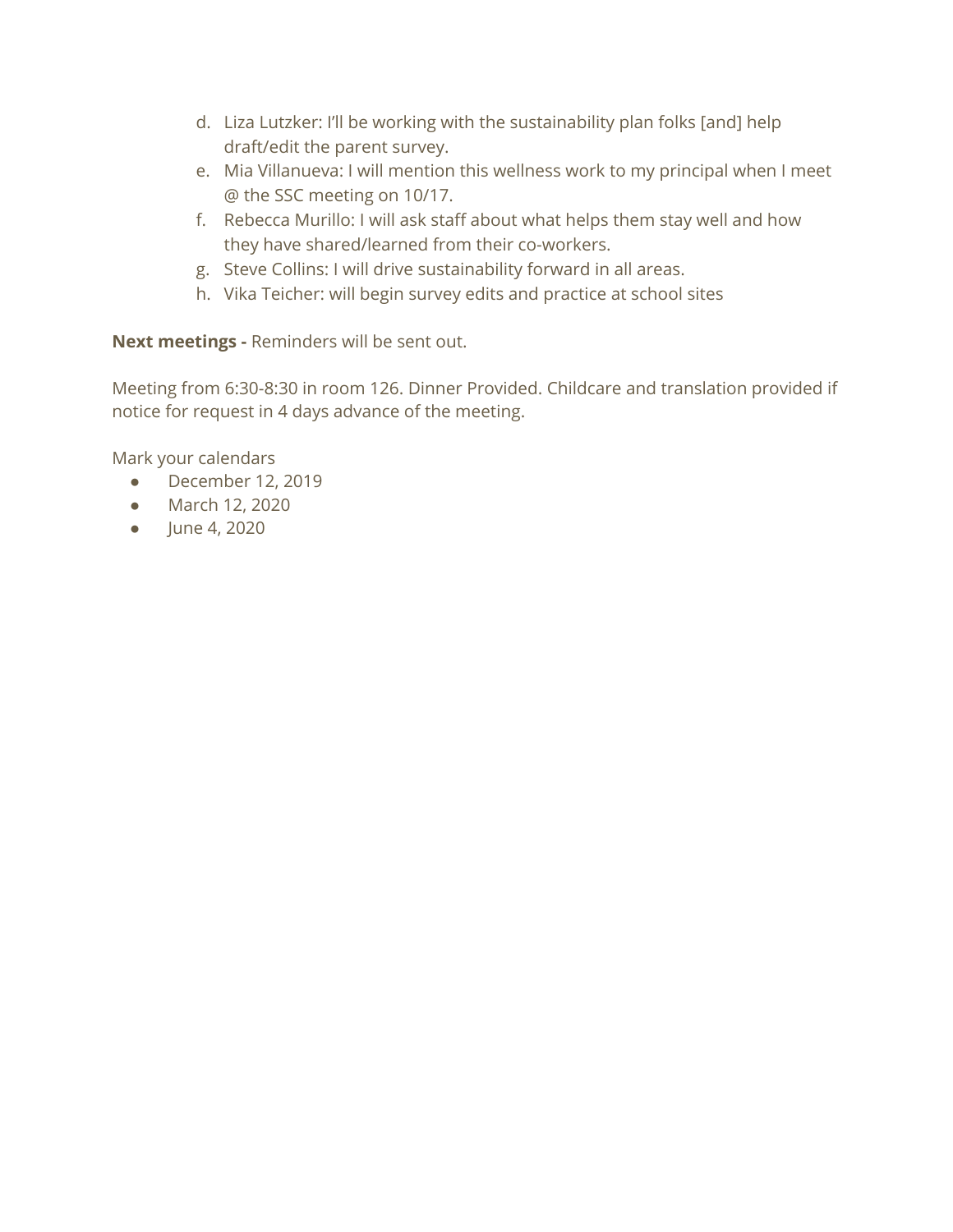d. Liza Lutzker: I'll be working with the sustainability plan folks [and] help draft/edit the parent survey.
e. Mia Villanueva: I will mention this wellness work to my principal when I meet @ the SSC meeting on 10/17.
f. Rebecca Murillo: I will ask staff about what helps them stay well and how they have shared/learned from their co-workers.
g. Steve Collins: I will drive sustainability forward in all areas.
h. Vika Teicher: will begin survey edits and practice at school sites

**Next meetings -** Reminders will be sent out.

Meeting from 6:30-8:30 in room 126. Dinner Provided. Childcare and translation provided if notice for request in 4 days advance of the meeting.

Mark your calendars

- December 12, 2019
- March 12, 2020
- June 4, 2020